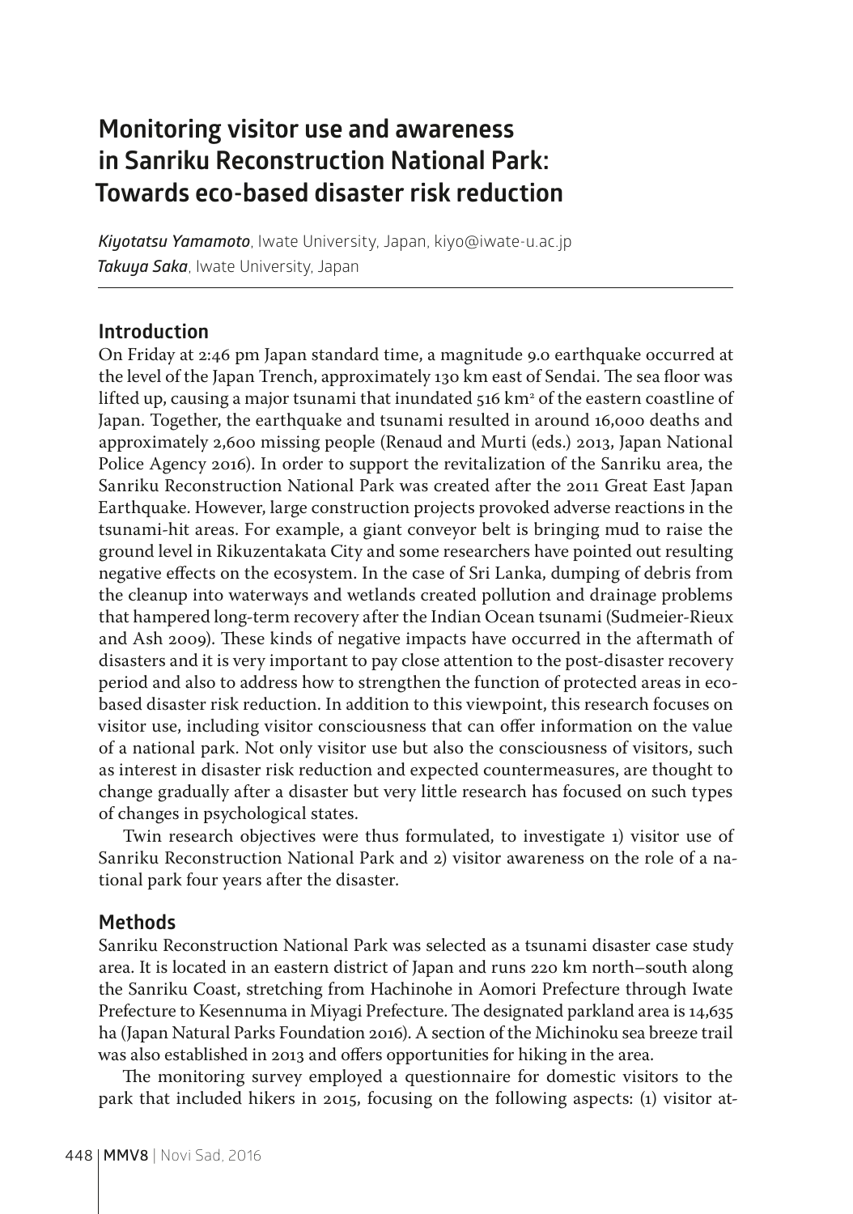# Monitoring visitor use and awareness in Sanriku Reconstruction National Park: Towards eco-based disaster risk reduction

***Kiyotatsu Yamamoto***, Iwate University, Japan, kiyo@iwate-u.ac.jp
***Takuya Saka***, Iwate University, Japan

## Introduction

On Friday at 2:46 pm Japan standard time, a magnitude 9.0 earthquake occurred at the level of the Japan Trench, approximately 130 km east of Sendai. The sea floor was lifted up, causing a major tsunami that inundated 516 $km^2$ of the eastern coastline of Japan. Together, the earthquake and tsunami resulted in around 16,000 deaths and approximately 2,600 missing people (Renaud and Murti (eds.) 2013, Japan National Police Agency 2016). In order to support the revitalization of the Sanriku area, the Sanriku Reconstruction National Park was created after the 2011 Great East Japan Earthquake. However, large construction projects provoked adverse reactions in the tsunami-hit areas. For example, a giant conveyor belt is bringing mud to raise the ground level in Rikuzentakata City and some researchers have pointed out resulting negative effects on the ecosystem. In the case of Sri Lanka, dumping of debris from the cleanup into waterways and wetlands created pollution and drainage problems that hampered long-term recovery after the Indian Ocean tsunami (Sudmeier-Rieux and Ash 2009). These kinds of negative impacts have occurred in the aftermath of disasters and it is very important to pay close attention to the post-disaster recovery period and also to address how to strengthen the function of protected areas in eco-based disaster risk reduction. In addition to this viewpoint, this research focuses on visitor use, including visitor consciousness that can offer information on the value of a national park. Not only visitor use but also the consciousness of visitors, such as interest in disaster risk reduction and expected countermeasures, are thought to change gradually after a disaster but very little research has focused on such types of changes in psychological states.

Twin research objectives were thus formulated, to investigate 1) visitor use of Sanriku Reconstruction National Park and 2) visitor awareness on the role of a national park four years after the disaster.

## Methods

Sanriku Reconstruction National Park was selected as a tsunami disaster case study area. It is located in an eastern district of Japan and runs 220 km north–south along the Sanriku Coast, stretching from Hachinohe in Aomori Prefecture through Iwate Prefecture to Kesennuma in Miyagi Prefecture. The designated parkland area is 14,635 ha (Japan Natural Parks Foundation 2016). A section of the Michinoku sea breeze trail was also established in 2013 and offers opportunities for hiking in the area.

The monitoring survey employed a questionnaire for domestic visitors to the park that included hikers in 2015, focusing on the following aspects: (1) visitor at-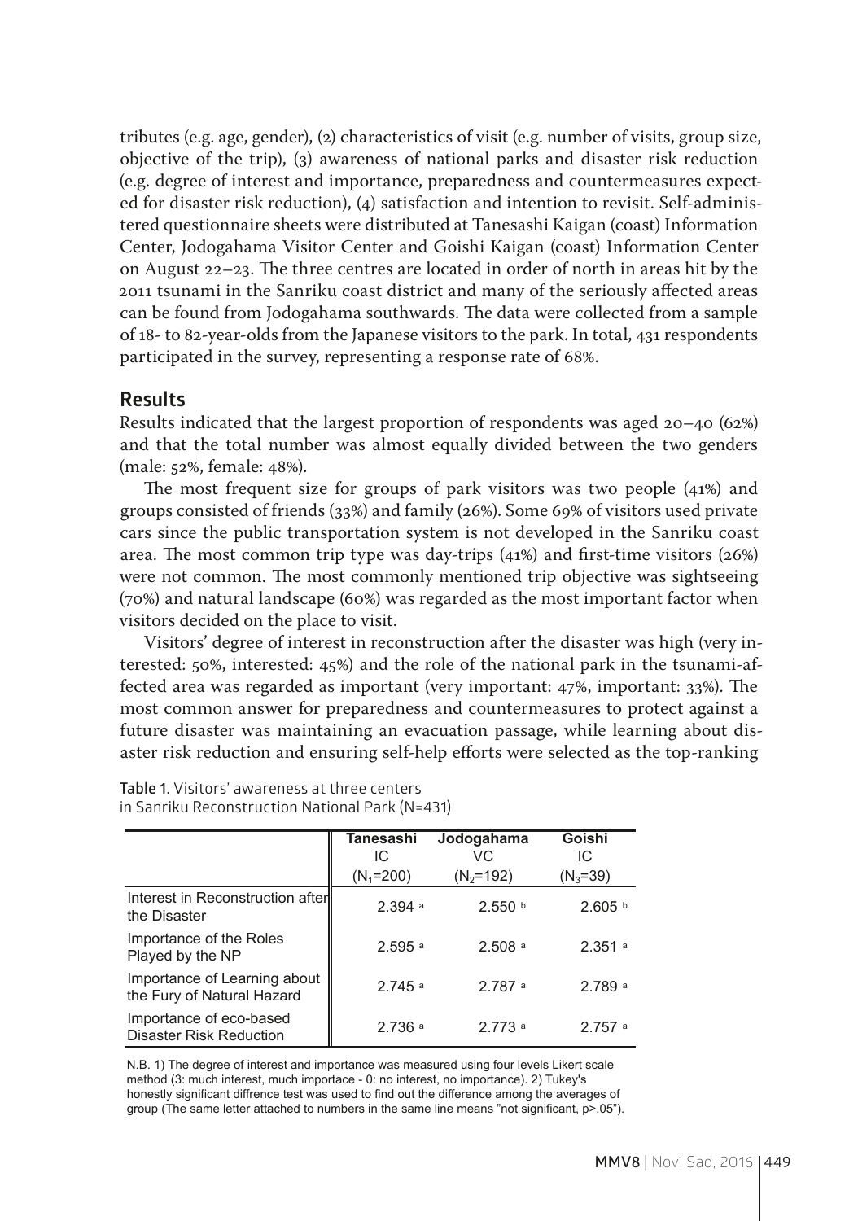tributes (e.g. age, gender), (2) characteristics of visit (e.g. number of visits, group size, objective of the trip), (3) awareness of national parks and disaster risk reduction (e.g. degree of interest and importance, preparedness and countermeasures expected for disaster risk reduction), (4) satisfaction and intention to revisit. Self-administered questionnaire sheets were distributed at Tanesashi Kaigan (coast) Information Center, Jodogahama Visitor Center and Goishi Kaigan (coast) Information Center on August 22–23. The three centres are located in order of north in areas hit by the 2011 tsunami in the Sanriku coast district and many of the seriously affected areas can be found from Jodogahama southwards. The data were collected from a sample of 18- to 82-year-olds from the Japanese visitors to the park. In total, 431 respondents participated in the survey, representing a response rate of 68%.

## Results

Results indicated that the largest proportion of respondents was aged 20–40 (62%) and that the total number was almost equally divided between the two genders (male: 52%, female: 48%).

The most frequent size for groups of park visitors was two people (41%) and groups consisted of friends (33%) and family (26%). Some 69% of visitors used private cars since the public transportation system is not developed in the Sanriku coast area. The most common trip type was day-trips (41%) and first-time visitors (26%) were not common. The most commonly mentioned trip objective was sightseeing (70%) and natural landscape (60%) was regarded as the most important factor when visitors decided on the place to visit.

Visitors' degree of interest in reconstruction after the disaster was high (very interested: 50%, interested: 45%) and the role of the national park in the tsunami-affected area was regarded as important (very important: 47%, important: 33%). The most common answer for preparedness and countermeasures to protect against a future disaster was maintaining an evacuation passage, while learning about disaster risk reduction and ensuring self-help efforts were selected as the top-ranking

Table 1. Visitors' awareness at three centers in Sanriku Reconstruction National Park (N=431)

| | Tanesashi IC ($N_1$=200) | Jodogahama VC ($N_2$=192) | Goishi IC ($N_3$=39) |
|---|---|---|---|
| Interest in Reconstruction after the Disaster | 2.394 [a] | 2.550 [b] | 2.605 [b] |
| Importance of the Roles Played by the NP | 2.595 [a] | 2.508 [a] | 2.351 [a] |
| Importance of Learning about the Fury of Natural Hazard | 2.745 [a] | 2.787 [a] | 2.789 [a] |
| Importance of eco-based Disaster Risk Reduction | 2.736 [a] | 2.773 [a] | 2.757 [a] |

N.B. 1) The degree of interest and importance was measured using four levels Likert scale method (3: much interest, much importace - 0: no interest, no importance). 2) Tukey's honestly significant diffrence test was used to find out the difference among the averages of group (The same letter attached to numbers in the same line means "not significant, $p$>.05").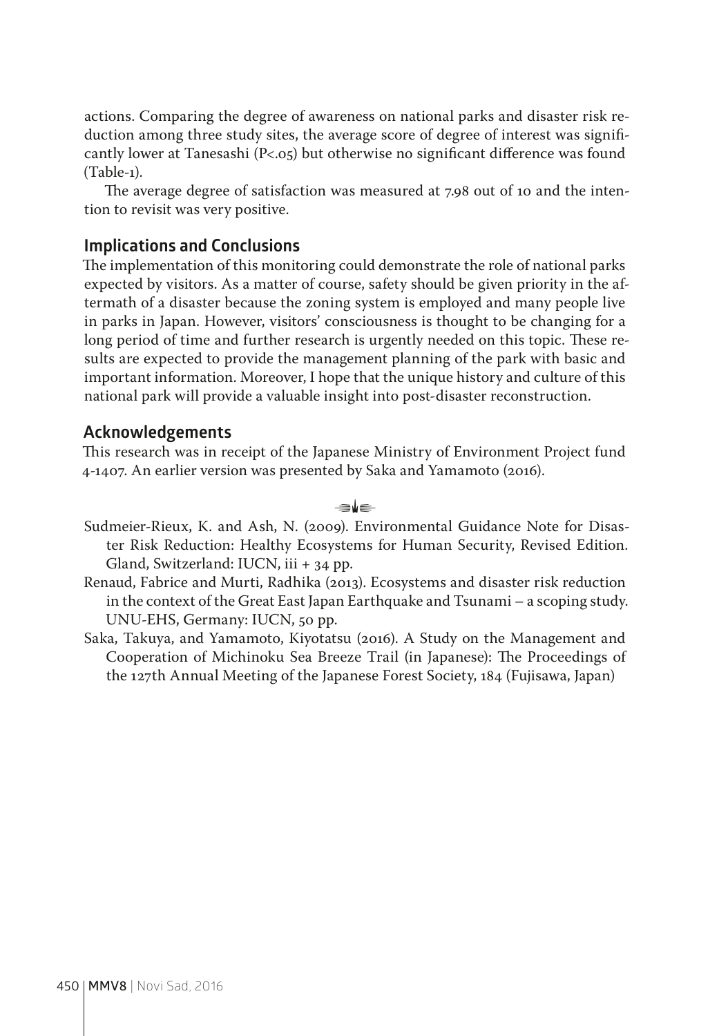actions. Comparing the degree of awareness on national parks and disaster risk reduction among three study sites, the average score of degree of interest was significantly lower at Tanesashi ($P<.05$) but otherwise no significant difference was found (Table-1).

The average degree of satisfaction was measured at 7.98 out of 10 and the intention to revisit was very positive.

## Implications and Conclusions

The implementation of this monitoring could demonstrate the role of national parks expected by visitors. As a matter of course, safety should be given priority in the aftermath of a disaster because the zoning system is employed and many people live in parks in Japan. However, visitors' consciousness is thought to be changing for a long period of time and further research is urgently needed on this topic. These results are expected to provide the management planning of the park with basic and important information. Moreover, I hope that the unique history and culture of this national park will provide a valuable insight into post-disaster reconstruction.

## Acknowledgements

This research was in receipt of the Japanese Ministry of Environment Project fund 4-1407. An earlier version was presented by Saka and Yamamoto (2016).

Sudmeier-Rieux, K. and Ash, N. (2009). Environmental Guidance Note for Disaster Risk Reduction: Healthy Ecosystems for Human Security, Revised Edition. Gland, Switzerland: IUCN, iii + 34 pp.

Renaud, Fabrice and Murti, Radhika (2013). Ecosystems and disaster risk reduction in the context of the Great East Japan Earthquake and Tsunami – a scoping study. UNU-EHS, Germany: IUCN, 50 pp.

Saka, Takuya, and Yamamoto, Kiyotatsu (2016). A Study on the Management and Cooperation of Michinoku Sea Breeze Trail (in Japanese): The Proceedings of the 127th Annual Meeting of the Japanese Forest Society, 184 (Fujisawa, Japan)